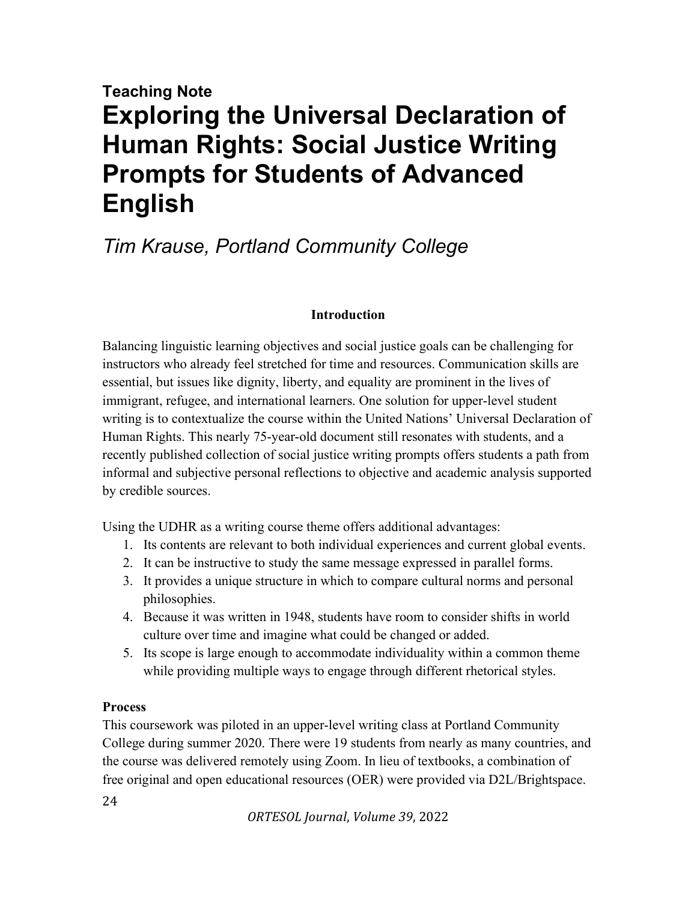**Teaching Note**

# Exploring the Universal Declaration of Human Rights: Social Justice Writing Prompts for Students of Advanced English

*Tim Krause, Portland Community College*

## Introduction

Balancing linguistic learning objectives and social justice goals can be challenging for instructors who already feel stretched for time and resources. Communication skills are essential, but issues like dignity, liberty, and equality are prominent in the lives of immigrant, refugee, and international learners. One solution for upper-level student writing is to contextualize the course within the United Nations' Universal Declaration of Human Rights. This nearly 75-year-old document still resonates with students, and a recently published collection of social justice writing prompts offers students a path from informal and subjective personal reflections to objective and academic analysis supported by credible sources.

Using the UDHR as a writing course theme offers additional advantages:

1. Its contents are relevant to both individual experiences and current global events.
2. It can be instructive to study the same message expressed in parallel forms.
3. It provides a unique structure in which to compare cultural norms and personal philosophies.
4. Because it was written in 1948, students have room to consider shifts in world culture over time and imagine what could be changed or added.
5. Its scope is large enough to accommodate individuality within a common theme while providing multiple ways to engage through different rhetorical styles.

### Process

This coursework was piloted in an upper-level writing class at Portland Community College during summer 2020. There were 19 students from nearly as many countries, and the course was delivered remotely using Zoom. In lieu of textbooks, a combination of free original and open educational resources (OER) were provided via D2L/Brightspace.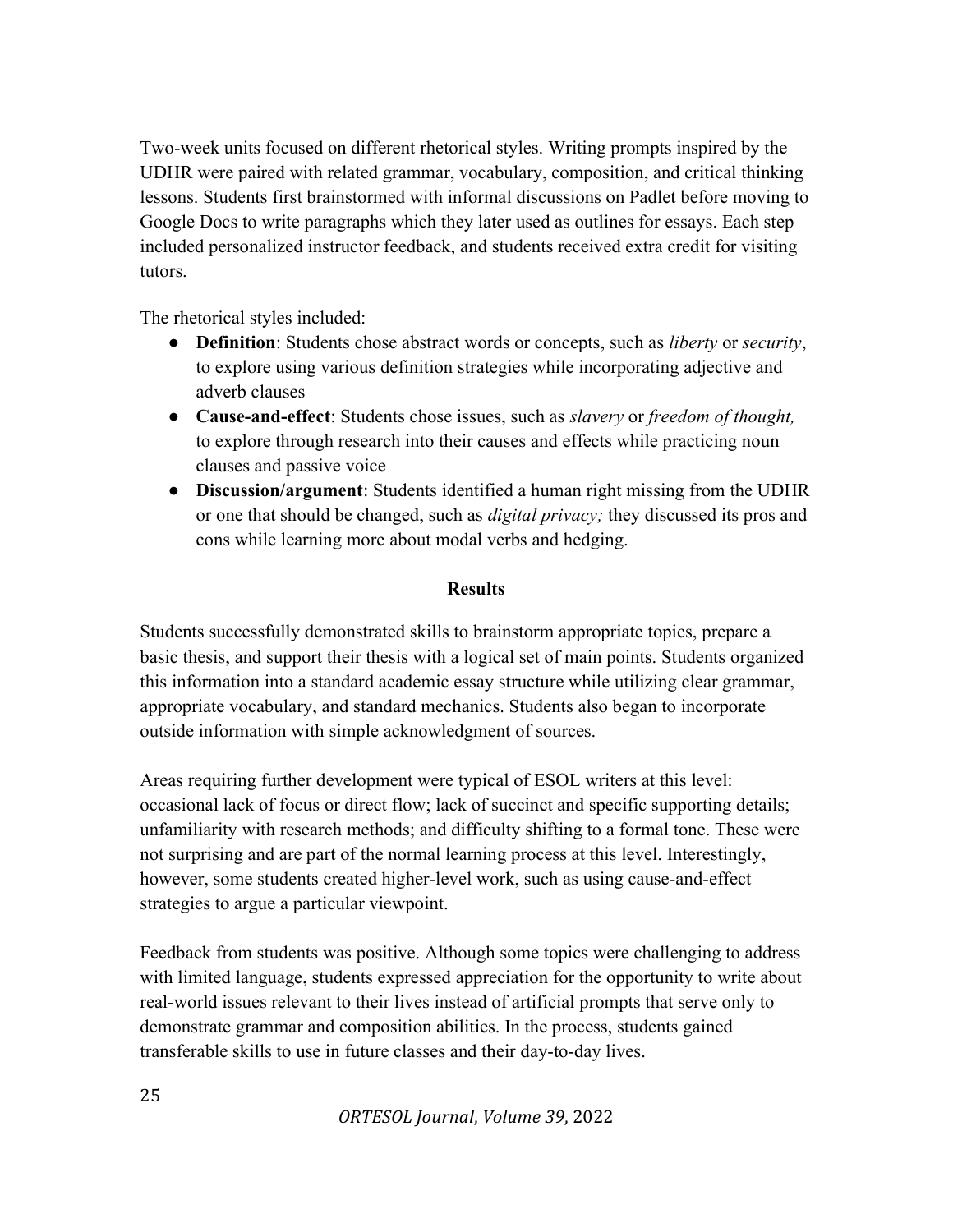Two-week units focused on different rhetorical styles. Writing prompts inspired by the UDHR were paired with related grammar, vocabulary, composition, and critical thinking lessons. Students first brainstormed with informal discussions on Padlet before moving to Google Docs to write paragraphs which they later used as outlines for essays. Each step included personalized instructor feedback, and students received extra credit for visiting tutors.

The rhetorical styles included:

- **Definition**: Students chose abstract words or concepts, such as *liberty* or *security*, to explore using various definition strategies while incorporating adjective and adverb clauses
- **Cause-and-effect**: Students chose issues, such as *slavery* or *freedom of thought,* to explore through research into their causes and effects while practicing noun clauses and passive voice
- **Discussion/argument**: Students identified a human right missing from the UDHR or one that should be changed, such as *digital privacy;* they discussed its pros and cons while learning more about modal verbs and hedging.

**Results**

Students successfully demonstrated skills to brainstorm appropriate topics, prepare a basic thesis, and support their thesis with a logical set of main points. Students organized this information into a standard academic essay structure while utilizing clear grammar, appropriate vocabulary, and standard mechanics. Students also began to incorporate outside information with simple acknowledgment of sources.

Areas requiring further development were typical of ESOL writers at this level: occasional lack of focus or direct flow; lack of succinct and specific supporting details; unfamiliarity with research methods; and difficulty shifting to a formal tone. These were not surprising and are part of the normal learning process at this level. Interestingly, however, some students created higher-level work, such as using cause-and-effect strategies to argue a particular viewpoint.

Feedback from students was positive. Although some topics were challenging to address with limited language, students expressed appreciation for the opportunity to write about real-world issues relevant to their lives instead of artificial prompts that serve only to demonstrate grammar and composition abilities. In the process, students gained transferable skills to use in future classes and their day-to-day lives.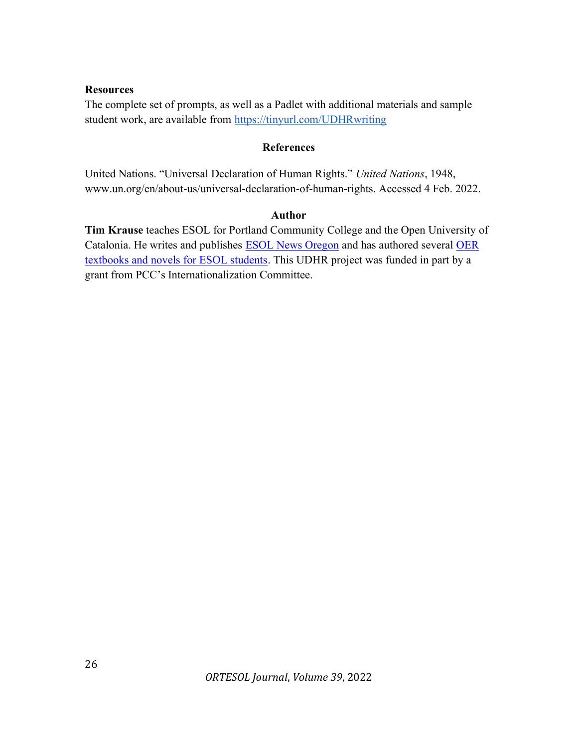**Resources**

The complete set of prompts, as well as a Padlet with additional materials and sample student work, are available from https://tinyurl.com/UDHRwriting

## References

United Nations. "Universal Declaration of Human Rights." *United Nations*, 1948, www.un.org/en/about-us/universal-declaration-of-human-rights. Accessed 4 Feb. 2022.

## Author

**Tim Krause** teaches ESOL for Portland Community College and the Open University of Catalonia. He writes and publishes ESOL News Oregon and has authored several OER textbooks and novels for ESOL students. This UDHR project was funded in part by a grant from PCC's Internationalization Committee.